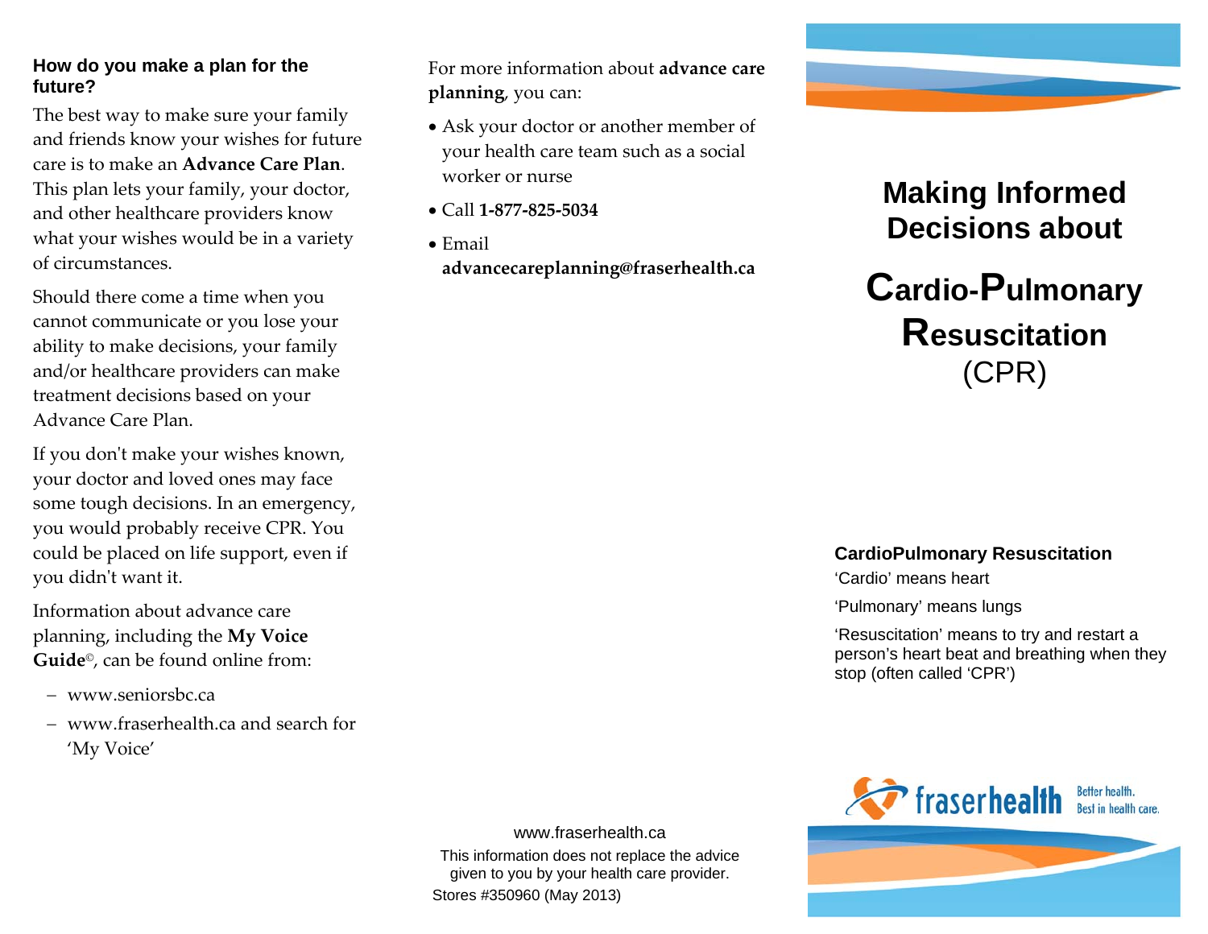## How do you make a plan for the future?

The best way to make sure your family and friends know your wishes for future care is to make an **Advance Care Plan**. This plan lets your family, your doctor, and other healthcare providers know what your wishes would be in a variety of circumstances.

Should there come a time when you cannot communicate or you lose your ability to make decisions, your family and/or healthcare providers can make treatment decisions based on your Advance Care Plan.

If you don't make your wishes known, your doctor and loved ones may face some tough decisions. In an emergency, you would probably receive CPR. You could be placed on life support, even if you didn't want it.

Information about advance care planning, including the **My Voice Guide**©, can be found online from:

- www.seniorsbc.ca
- www.fraserhealth.ca and search for 'My Voice'

For more information about **advance care planning**, you can:

- Ask your doctor or another member of your health care team such as a social worker or nurse
- Call **1-877-825-5034**
- Email **advancecareplanning@fraserhealth.ca**

www.fraserhealth.ca

This information does not replace the advice given to you by your health care provider.

Stores #350960 (May 2013)

# Making Informed Decisions about

# Cardio-Pulmonary Resuscitation (CPR)

### CardioPulmonary Resuscitation

'Cardio' means heart

'Pulmonary' means lungs

'Resuscitation' means to try and restart a person's heart beat and breathing when they stop (often called 'CPR')

fraserhealth Better health. Best in health care.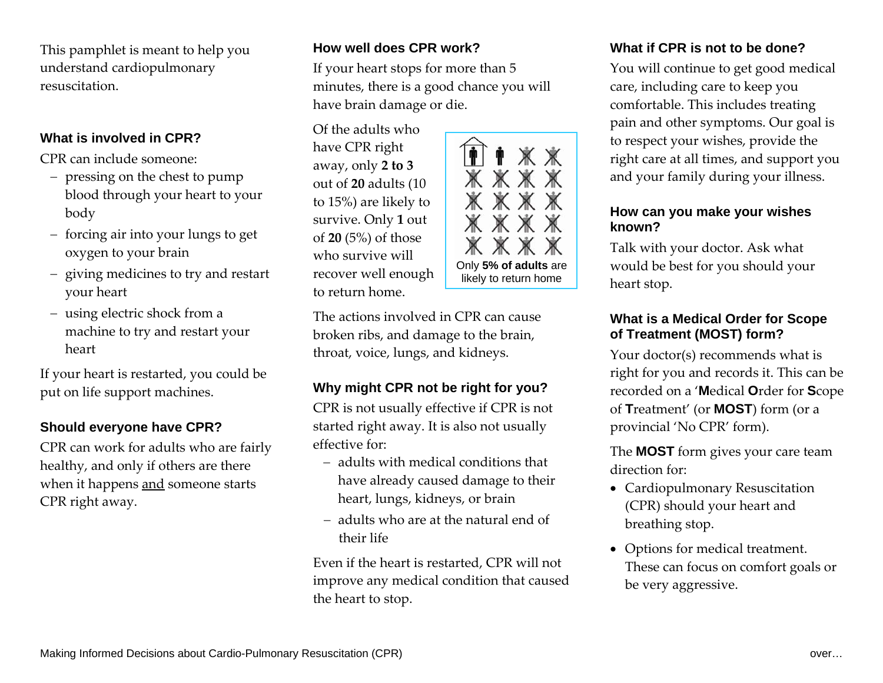This pamphlet is meant to help you understand cardiopulmonary resuscitation.

### What is involved in CPR?

CPR can include someone:

- pressing on the chest to pump blood through your heart to your body
- forcing air into your lungs to get oxygen to your brain
- giving medicines to try and restart your heart
- using electric shock from a machine to try and restart your heart

If your heart is restarted, you could be put on life support machines.

### Should everyone have CPR?

CPR can work for adults who are fairly healthy, and only if others are there when it happens <u>and</u> someone starts CPR right away.

### How well does CPR work?

If your heart stops for more than 5 minutes, there is a good chance you will have brain damage or die.

Of the adults who have CPR right away, only **2 to 3** out of **20** adults (10 to 15%) are likely to survive. Only **1** out of **20** (5%) of those who survive will recover well enough to return home.

Only **5% of adults** are likely to return home

The actions involved in CPR can cause broken ribs, and damage to the brain, throat, voice, lungs, and kidneys.

### Why might CPR not be right for you?

CPR is not usually effective if CPR is not started right away. It is also not usually effective for:

- adults with medical conditions that have already caused damage to their heart, lungs, kidneys, or brain
- adults who are at the natural end of their life

Even if the heart is restarted, CPR will not improve any medical condition that caused the heart to stop.

### What if CPR is not to be done?

You will continue to get good medical care, including care to keep you comfortable. This includes treating pain and other symptoms. Our goal is to respect your wishes, provide the right care at all times, and support you and your family during your illness.

### How can you make your wishes known?

Talk with your doctor. Ask what would be best for you should your heart stop.

### What is a Medical Order for Scope of Treatment (MOST) form?

Your doctor(s) recommends what is right for you and records it. This can be recorded on a '**M**edical **O**rder for **S**cope of **T**reatment' (or **MOST**) form (or a provincial 'No CPR' form).

The **MOST** form gives your care team direction for:

- Cardiopulmonary Resuscitation (CPR) should your heart and breathing stop.
- Options for medical treatment. These can focus on comfort goals or be very aggressive.

Making Informed Decisions about Cardio-Pulmonary Resuscitation (CPR)

over…